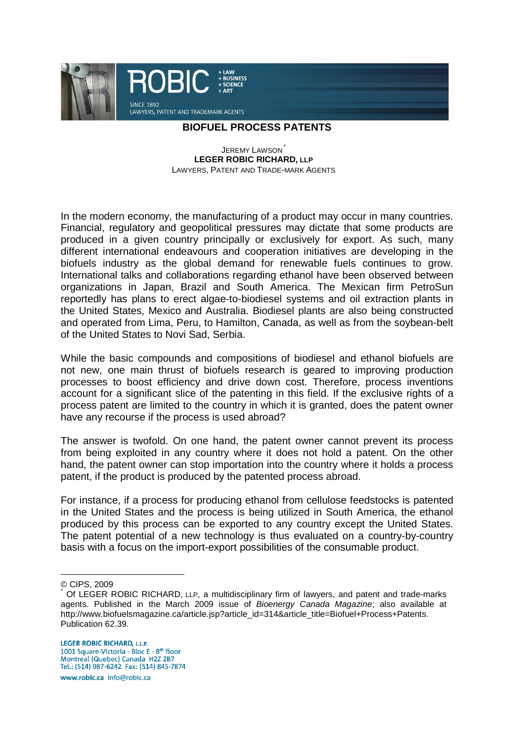# BIOFUEL PROCESS PATENTS

JEREMY LAWSON[*]
**LEGER ROBIC RICHARD, LLP**
LAWYERS, PATENT AND TRADE-MARK AGENTS

In the modern economy, the manufacturing of a product may occur in many countries. Financial, regulatory and geopolitical pressures may dictate that some products are produced in a given country principally or exclusively for export. As such, many different international endeavours and cooperation initiatives are developing in the biofuels industry as the global demand for renewable fuels continues to grow. International talks and collaborations regarding ethanol have been observed between organizations in Japan, Brazil and South America. The Mexican firm PetroSun reportedly has plans to erect algae-to-biodiesel systems and oil extraction plants in the United States, Mexico and Australia. Biodiesel plants are also being constructed and operated from Lima, Peru, to Hamilton, Canada, as well as from the soybean-belt of the United States to Novi Sad, Serbia.

While the basic compounds and compositions of biodiesel and ethanol biofuels are not new, one main thrust of biofuels research is geared to improving production processes to boost efficiency and drive down cost. Therefore, process inventions account for a significant slice of the patenting in this field. If the exclusive rights of a process patent are limited to the country in which it is granted, does the patent owner have any recourse if the process is used abroad?

The answer is twofold. On one hand, the patent owner cannot prevent its process from being exploited in any country where it does not hold a patent. On the other hand, the patent owner can stop importation into the country where it holds a process patent, if the product is produced by the patented process abroad.

For instance, if a process for producing ethanol from cellulose feedstocks is patented in the United States and the process is being utilized in South America, the ethanol produced by this process can be exported to any country except the United States. The patent potential of a new technology is thus evaluated on a country-by-country basis with a focus on the import-export possibilities of the consumable product.

---

© CIPS, 2009

[*] Of LEGER ROBIC RICHARD, LLP, a multidisciplinary firm of lawyers, and patent and trade-marks agents. Published in the March 2009 issue of *Bioenergy Canada Magazine*; also available at http://www.biofuelsmagazine.ca/article.jsp?article_id=314&article_title=Biofuel+Process+Patents. Publication 62.39.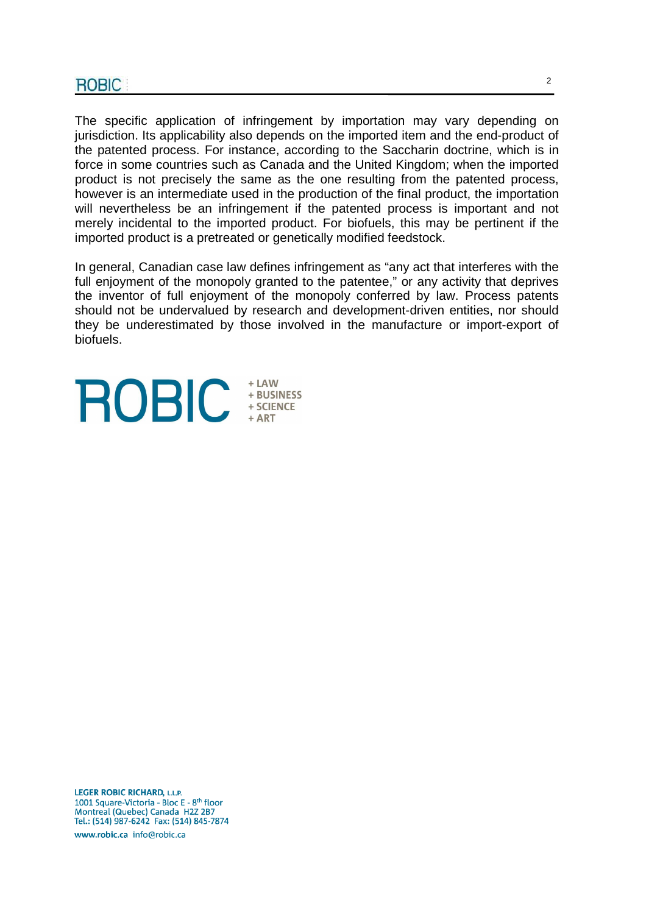The specific application of infringement by importation may vary depending on jurisdiction. Its applicability also depends on the imported item and the end-product of the patented process. For instance, according to the Saccharin doctrine, which is in force in some countries such as Canada and the United Kingdom; when the imported product is not precisely the same as the one resulting from the patented process, however is an intermediate used in the production of the final product, the importation will nevertheless be an infringement if the patented process is important and not merely incidental to the imported product. For biofuels, this may be pertinent if the imported product is a pretreated or genetically modified feedstock.

In general, Canadian case law defines infringement as "any act that interferes with the full enjoyment of the monopoly granted to the patentee," or any activity that deprives the inventor of full enjoyment of the monopoly conferred by law. Process patents should not be undervalued by research and development-driven entities, nor should they be underestimated by those involved in the manufacture or import-export of biofuels.

ROBIC + LAW + BUSINESS + SCIENCE + ART

**LEGER ROBIC RICHARD, L.L.P.**
1001 Square-Victoria - Bloc E - 8th floor
Montreal (Quebec) Canada H2Z 2B7
Tel.: (514) 987-6242 Fax: (514) 845-7874
**www.robic.ca** info@robic.ca